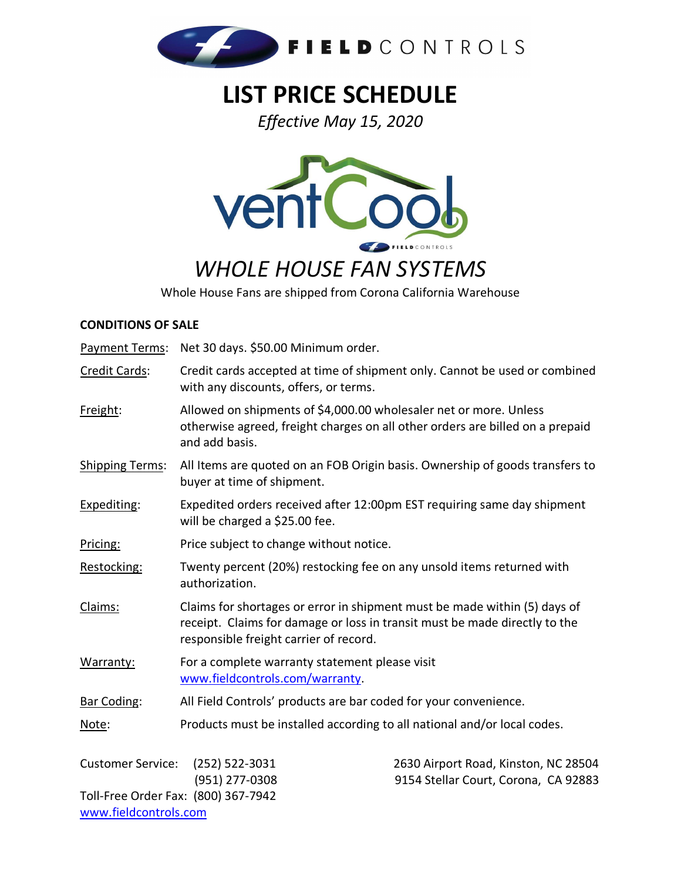# LIST PRICE SCHEDULE

*Effective May 15, 2020*

## *WHOLE HOUSE FAN SYSTEMS*

Whole House Fans are shipped from Corona California Warehouse

**CONDITIONS OF SALE**

Payment Terms: Net 30 days. $50.00 Minimum order.

Credit Cards: Credit cards accepted at time of shipment only. Cannot be used or combined with any discounts, offers, or terms.

Freight: Allowed on shipments of $4,000.00 wholesaler net or more. Unless otherwise agreed, freight charges on all other orders are billed on a prepaid and add basis.

Shipping Terms: All Items are quoted on an FOB Origin basis. Ownership of goods transfers to buyer at time of shipment.

Expediting: Expedited orders received after 12:00pm EST requiring same day shipment will be charged a $25.00 fee.

Pricing: Price subject to change without notice.

Restocking: Twenty percent (20%) restocking fee on any unsold items returned with authorization.

Claims: Claims for shortages or error in shipment must be made within (5) days of receipt. Claims for damage or loss in transit must be made directly to the responsible freight carrier of record.

Warranty: For a complete warranty statement please visit www.fieldcontrols.com/warranty.

Bar Coding: All Field Controls' products are bar coded for your convenience.

Note: Products must be installed according to all national and/or local codes.

Customer Service: (252) 522-3031
(951) 277-0308
Toll-Free Order Fax: (800) 367-7942
www.fieldcontrols.com

2630 Airport Road, Kinston, NC 28504
9154 Stellar Court, Corona, CA 92883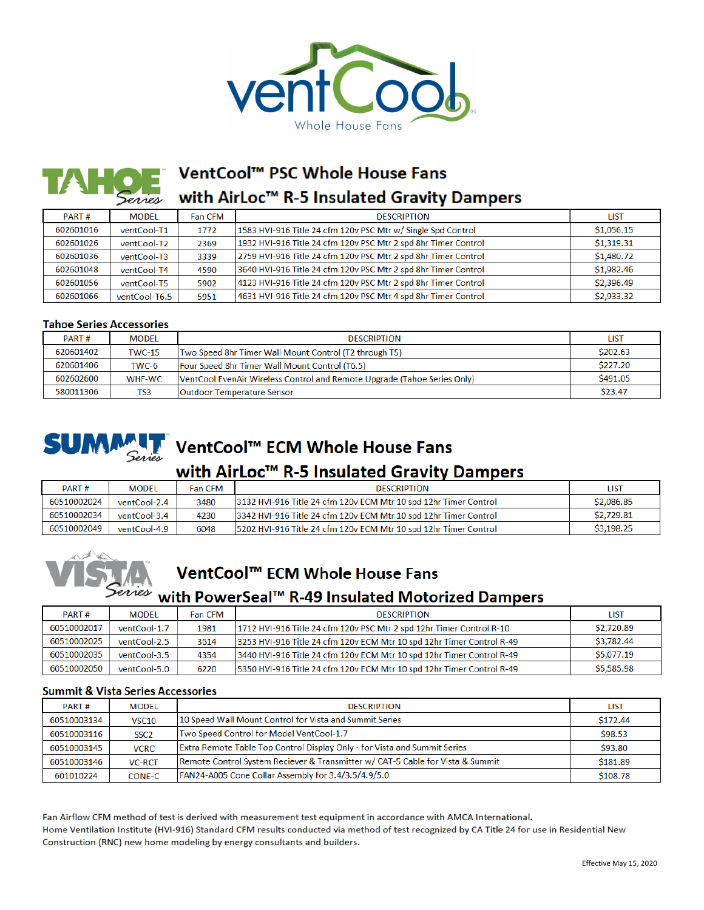# ventCool Whole House Fans

## TAHOE Series — VentCool™ PSC Whole House Fans with AirLoc™ R-5 Insulated Gravity Dampers

| PART # | MODEL | Fan CFM | DESCRIPTION | LIST |
|---|---|---|---|---|
| 602601016 | ventCool-T1 | 1772 | 1583 HVI-916 Title 24 cfm 120v PSC Mtr w/ Single Spd Control | $1,056.15 |
| 602601026 | ventCool-T2 | 2369 | 1932 HVI-916 Title 24 cfm 120v PSC Mtr 2 spd 8hr Timer Control | $1,319.31 |
| 602601036 | ventCool-T3 | 3339 | 2759 HVI-916 Title 24 cfm 120v PSC Mtr 2 spd 8hr Timer Control | $1,480.72 |
| 602601048 | ventCool-T4 | 4590 | 3640 HVI-916 Title 24 cfm 120v PSC Mtr 2 spd 8hr Timer Control | $1,982.46 |
| 602601056 | ventCool-T5 | 5902 | 4123 HVI-916 Title 24 cfm 120v PSC Mtr 2 spd 8hr Timer Control | $2,396.49 |
| 602601066 | ventCool-T6.5 | 5951 | 4631 HVI-916 Title 24 cfm 120v PSC Mtr 4 spd 8hr Timer Control | $2,933.32 |

### Tahoe Series Accessories

| PART # | MODEL | DESCRIPTION | LIST |
|---|---|---|---|
| 620601402 | TWC-15 | Two Speed 8hr Timer Wall Mount Control (T2 through T5) | $202.63 |
| 620601406 | TWC-6 | Four Speed 8hr Timer Wall Mount Control (T6.5) | $227.20 |
| 602602600 | WHF-WC | VentCool EvenAir Wireless Control and Remote Upgrade (Tahoe Series Only) | $491.05 |
| 580011306 | TS3 | Outdoor Temperature Sensor | $23.47 |

## SUMMIT Series — VentCool™ ECM Whole House Fans with AirLoc™ R-5 Insulated Gravity Dampers

| PART # | MODEL | Fan CFM | DESCRIPTION | LIST |
|---|---|---|---|---|
| 60510002024 | ventCool-2.4 | 3480 | 3132 HVI-916 Title 24 cfm 120v ECM Mtr 10 spd 12hr Timer Control | $2,086.85 |
| 60510002034 | ventCool-3.4 | 4230 | 3342 HVI-916 Title 24 cfm 120v ECM Mtr 10 spd 12hr Timer Control | $2,729.81 |
| 60510002049 | ventCool-4.9 | 6048 | 5202 HVI-916 Title 24 cfm 120v ECM Mtr 10 spd 12hr Timer Control | $3,198.25 |

## VISTA Series — VentCool™ ECM Whole House Fans with PowerSeal™ R-49 Insulated Motorized Dampers

| PART # | MODEL | Fan CFM | DESCRIPTION | LIST |
|---|---|---|---|---|
| 60510002017 | ventCool-1.7 | 1981 | 1712 HVI-916 Title 24 cfm 120v PSC Mtr 2 spd 12hr Timer Control R-10 | $2,720.89 |
| 60510002025 | ventCool-2.5 | 3614 | 3253 HVI-916 Title 24 cfm 120v ECM Mtr 10 spd 12hr Timer Control R-49 | $3,782.44 |
| 60510002035 | ventCool-3.5 | 4354 | 3440 HVI-916 Title 24 cfm 120v ECM Mtr 10 spd 12hr Timer Control R-49 | $5,077.19 |
| 60510002050 | ventCool-5.0 | 6220 | 5350 HVI-916 Title 24 cfm 120v ECM Mtr 10 spd 12hr Timer Control R-49 | $5,585.98 |

### Summit & Vista Series Accessories

| PART # | MODEL | DESCRIPTION | LIST |
|---|---|---|---|
| 60510003134 | VSC10 | 10 Speed Wall Mount Control for Vista and Summit Series | $172.44 |
| 60510003116 | SSC2 | Two Speed Control for Model VentCool-1.7 | $98.53 |
| 60510003145 | VCRC | Extra Remote Table Top Control Display Only - for Vista and Summit Series | $93.80 |
| 60510003146 | VC-RCT | Remote Control System Reciever & Transmitter w/ CAT-5 Cable for Vista & Summit | $181.89 |
| 601010224 | CONE-C | FAN24-A005 Cone Collar Assembly for 3.4/3.5/4.9/5.0 | $108.78 |

Fan Airflow CFM method of test is derived with measurement test equipment in accordance with AMCA International.
Home Ventilation Institute (HVI-916) Standard CFM results conducted via method of test recognized by CA Title 24 for use in Residential New Construction (RNC) new home modeling by energy consultants and builders.

Effective May 15, 2020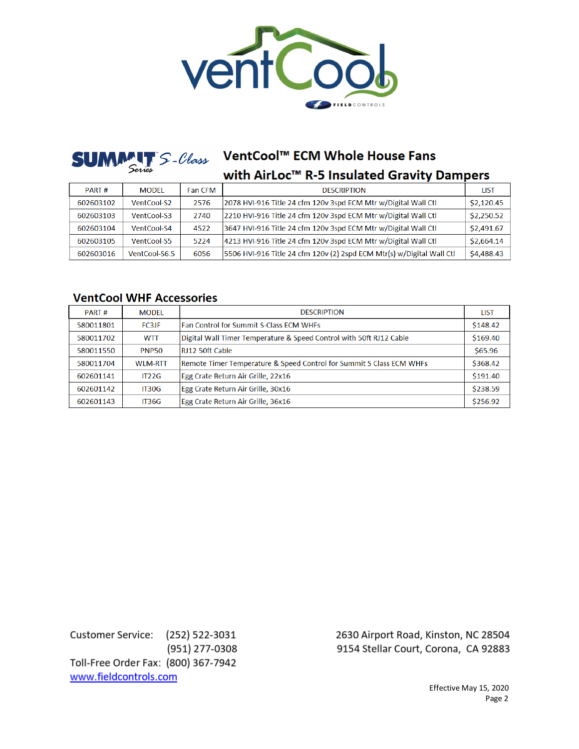# ventCool

FIELD CONTROLS

## SUMMIT S-Class Series — VentCool™ ECM Whole House Fans with AirLoc™ R-5 Insulated Gravity Dampers

| PART # | MODEL | Fan CFM | DESCRIPTION | LIST |
|---|---|---|---|---|
| 602603102 | VentCool-S2 | 2576 | 2078 HVI-916 Title 24 cfm 120v 3spd ECM Mtr w/Digital Wall Ctl | $2,120.45 |
| 602603103 | VentCool-S3 | 2740 | 2210 HVI-916 Title 24 cfm 120v 3spd ECM Mtr w/Digital Wall Ctl | $2,250.52 |
| 602603104 | VentCool-S4 | 4522 | 3647 HVI-916 Title 24 cfm 120v 3spd ECM Mtr w/Digital Wall Ctl | $2,491.67 |
| 602603105 | VentCool-S5 | 5224 | 4213 HVI-916 Title 24 cfm 120v 3spd ECM Mtr w/Digital Wall Ctl | $2,664.14 |
| 602603016 | VentCool-S6.5 | 6056 | 5506 HVI-916 Title 24 cfm 120v (2) 2spd ECM Mtr(s) w/Digital Wall Ctl | $4,488.43 |

## VentCool WHF Accessories

| PART # | MODEL | DESCRIPTION | LIST |
|---|---|---|---|
| 580011801 | FC3JF | Fan Control for Summit S-Class ECM WHFs | $148.42 |
| 580011702 | WTT | Digital Wall Timer Temperature & Speed Control with 50ft RJ12 Cable | $169.40 |
| 580011550 | PNP50 | RJ12 50ft Cable | $65.96 |
| 580011704 | WLM-RTT | Remote Timer Temperature & Speed Control for Summit S Class ECM WHFs | $368.42 |
| 602601141 | IT22G | Egg Crate Return Air Grille, 22x16 | $191.40 |
| 602601142 | IT30G | Egg Crate Return Air Grille, 30x16 | $238.59 |
| 602601143 | IT36G | Egg Crate Return Air Grille, 36x16 | $256.92 |

Customer Service: (252) 522-3031
(951) 277-0308
Toll-Free Order Fax: (800) 367-7942
www.fieldcontrols.com

2630 Airport Road, Kinston, NC 28504
9154 Stellar Court, Corona, CA 92883

Effective May 15, 2020